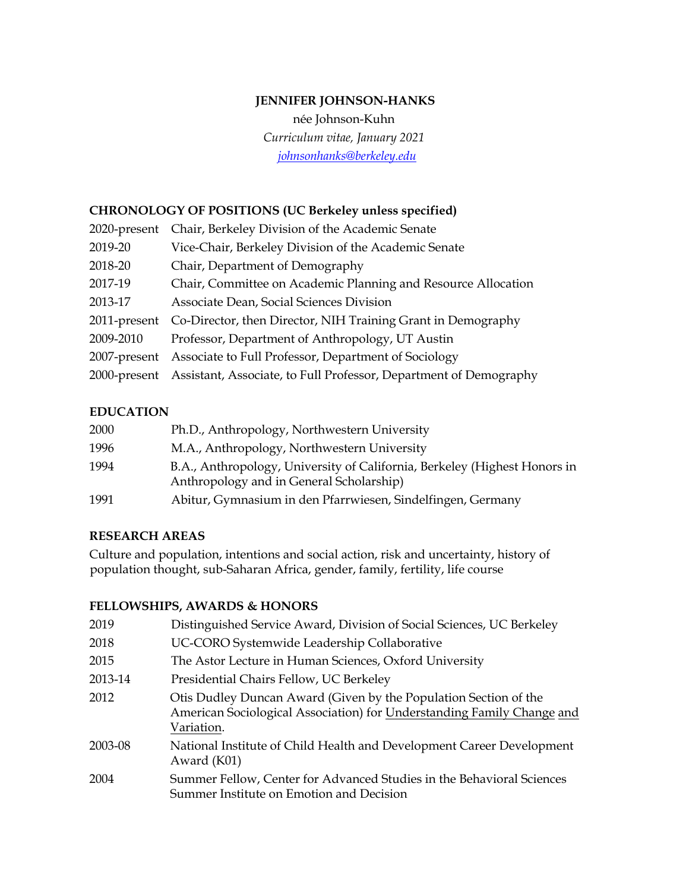# JENNIFER JOHNSON-HANKS

née Johnson-Kuhn

*Curriculum vitae, January 2021*

[johnsonhanks@berkeley.edu](mailto:johnsonhanks@berkeley.edu)

## CHRONOLOGY OF POSITIONS (UC Berkeley unless specified)

| | |
|---|---|
| 2020-present | Chair, Berkeley Division of the Academic Senate |
| 2019-20 | Vice-Chair, Berkeley Division of the Academic Senate |
| 2018-20 | Chair, Department of Demography |
| 2017-19 | Chair, Committee on Academic Planning and Resource Allocation |
| 2013-17 | Associate Dean, Social Sciences Division |
| 2011-present | Co-Director, then Director, NIH Training Grant in Demography |
| 2009-2010 | Professor, Department of Anthropology, UT Austin |
| 2007-present | Associate to Full Professor, Department of Sociology |
| 2000-present | Assistant, Associate, to Full Professor, Department of Demography |

## EDUCATION

| | |
|---|---|
| 2000 | Ph.D., Anthropology, Northwestern University |
| 1996 | M.A., Anthropology, Northwestern University |
| 1994 | B.A., Anthropology, University of California, Berkeley (Highest Honors in Anthropology and in General Scholarship) |
| 1991 | Abitur, Gymnasium in den Pfarrwiesen, Sindelfingen, Germany |

## RESEARCH AREAS

Culture and population, intentions and social action, risk and uncertainty, history of population thought, sub-Saharan Africa, gender, family, fertility, life course

## FELLOWSHIPS, AWARDS & HONORS

| | |
|---|---|
| 2019 | Distinguished Service Award, Division of Social Sciences, UC Berkeley |
| 2018 | UC-CORO Systemwide Leadership Collaborative |
| 2015 | The Astor Lecture in Human Sciences, Oxford University |
| 2013-14 | Presidential Chairs Fellow, UC Berkeley |
| 2012 | Otis Dudley Duncan Award (Given by the Population Section of the American Sociological Association) for Understanding Family Change and Variation. |
| 2003-08 | National Institute of Child Health and Development Career Development Award (K01) |
| 2004 | Summer Fellow, Center for Advanced Studies in the Behavioral Sciences Summer Institute on Emotion and Decision |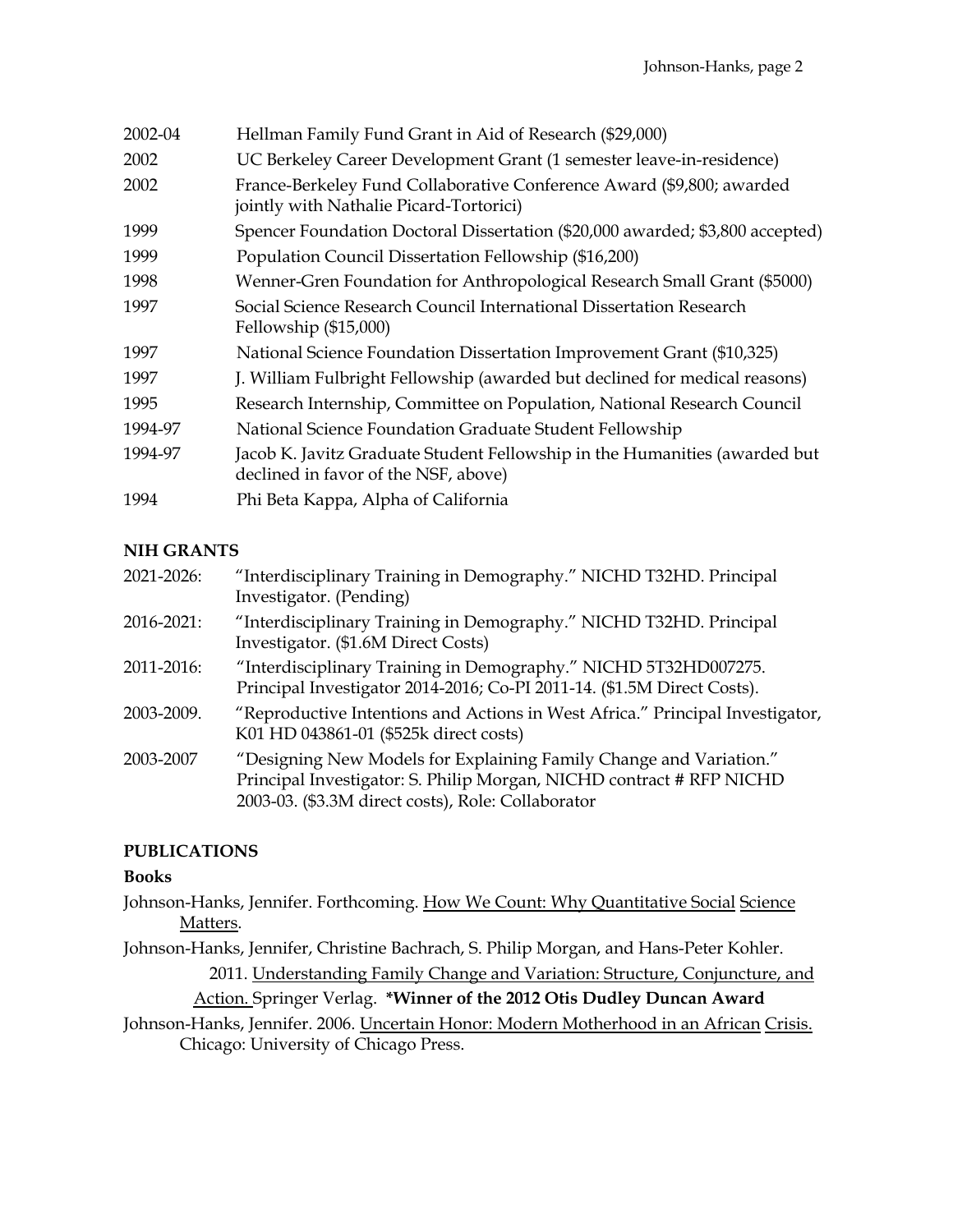| | |
|---|---|
| 2002-04 | Hellman Family Fund Grant in Aid of Research ($29,000) |
| 2002 | UC Berkeley Career Development Grant (1 semester leave-in-residence) |
| 2002 | France-Berkeley Fund Collaborative Conference Award ($9,800; awarded jointly with Nathalie Picard-Tortorici) |
| 1999 | Spencer Foundation Doctoral Dissertation ($20,000 awarded; $3,800 accepted) |
| 1999 | Population Council Dissertation Fellowship ($16,200) |
| 1998 | Wenner-Gren Foundation for Anthropological Research Small Grant ($5000) |
| 1997 | Social Science Research Council International Dissertation Research Fellowship ($15,000) |
| 1997 | National Science Foundation Dissertation Improvement Grant ($10,325) |
| 1997 | J. William Fulbright Fellowship (awarded but declined for medical reasons) |
| 1995 | Research Internship, Committee on Population, National Research Council |
| 1994-97 | National Science Foundation Graduate Student Fellowship |
| 1994-97 | Jacob K. Javitz Graduate Student Fellowship in the Humanities (awarded but declined in favor of the NSF, above) |
| 1994 | Phi Beta Kappa, Alpha of California |

**NIH GRANTS**

| | |
|---|---|
| 2021-2026: | "Interdisciplinary Training in Demography." NICHD T32HD. Principal Investigator. (Pending) |
| 2016-2021: | "Interdisciplinary Training in Demography." NICHD T32HD. Principal Investigator. ($1.6M Direct Costs) |
| 2011-2016: | "Interdisciplinary Training in Demography." NICHD 5T32HD007275. Principal Investigator 2014-2016; Co-PI 2011-14. ($1.5M Direct Costs). |
| 2003-2009. | "Reproductive Intentions and Actions in West Africa." Principal Investigator, K01 HD 043861-01 ($525k direct costs) |
| 2003-2007 | "Designing New Models for Explaining Family Change and Variation." Principal Investigator: S. Philip Morgan, NICHD contract # RFP NICHD 2003-03. ($3.3M direct costs), Role: Collaborator |

**PUBLICATIONS**

**Books**

Johnson-Hanks, Jennifer. Forthcoming. How We Count: Why Quantitative Social Science Matters.

Johnson-Hanks, Jennifer, Christine Bachrach, S. Philip Morgan, and Hans-Peter Kohler. 2011. Understanding Family Change and Variation: Structure, Conjuncture, and Action. Springer Verlag. ***Winner of the 2012 Otis Dudley Duncan Award**

Johnson-Hanks, Jennifer. 2006. Uncertain Honor: Modern Motherhood in an African Crisis. Chicago: University of Chicago Press.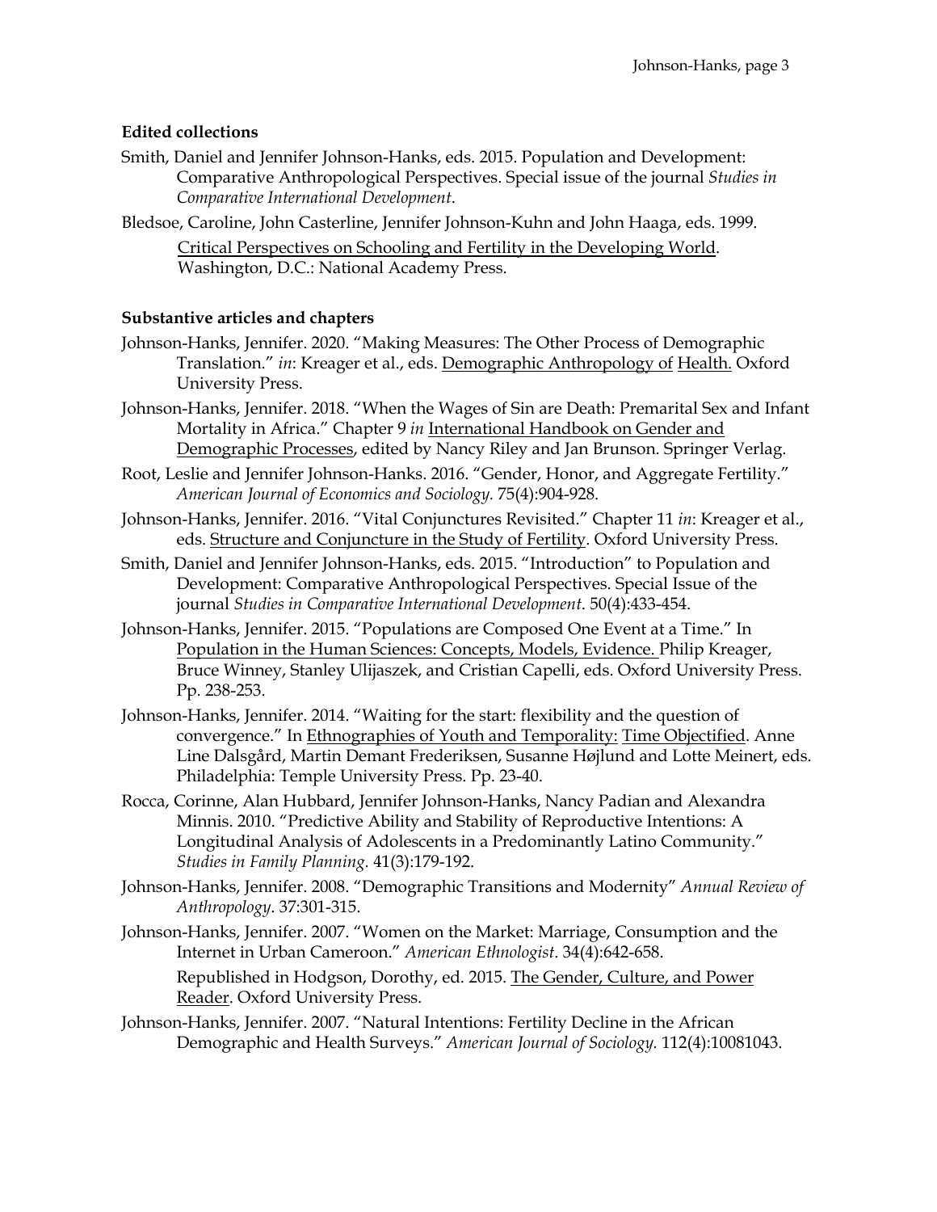**Edited collections**

Smith, Daniel and Jennifer Johnson-Hanks, eds. 2015. Population and Development: Comparative Anthropological Perspectives. Special issue of the journal *Studies in Comparative International Development*.

Bledsoe, Caroline, John Casterline, Jennifer Johnson-Kuhn and John Haaga, eds. 1999. Critical Perspectives on Schooling and Fertility in the Developing World. Washington, D.C.: National Academy Press.

**Substantive articles and chapters**

Johnson-Hanks, Jennifer. 2020. "Making Measures: The Other Process of Demographic Translation." *in*: Kreager et al., eds. Demographic Anthropology of Health. Oxford University Press.

Johnson-Hanks, Jennifer. 2018. "When the Wages of Sin are Death: Premarital Sex and Infant Mortality in Africa." Chapter 9 *in* International Handbook on Gender and Demographic Processes, edited by Nancy Riley and Jan Brunson. Springer Verlag.

Root, Leslie and Jennifer Johnson-Hanks. 2016. "Gender, Honor, and Aggregate Fertility." *American Journal of Economics and Sociology.* 75(4):904-928.

Johnson-Hanks, Jennifer. 2016. "Vital Conjunctures Revisited." Chapter 11 *in*: Kreager et al., eds. Structure and Conjuncture in the Study of Fertility. Oxford University Press.

Smith, Daniel and Jennifer Johnson-Hanks, eds. 2015. "Introduction" to Population and Development: Comparative Anthropological Perspectives. Special Issue of the journal *Studies in Comparative International Development*. 50(4):433-454.

Johnson-Hanks, Jennifer. 2015. "Populations are Composed One Event at a Time." In Population in the Human Sciences: Concepts, Models, Evidence. Philip Kreager, Bruce Winney, Stanley Ulijaszek, and Cristian Capelli, eds. Oxford University Press. Pp. 238-253.

Johnson-Hanks, Jennifer. 2014. "Waiting for the start: flexibility and the question of convergence." In Ethnographies of Youth and Temporality: Time Objectified. Anne Line Dalsgård, Martin Demant Frederiksen, Susanne Højlund and Lotte Meinert, eds. Philadelphia: Temple University Press. Pp. 23-40.

Rocca, Corinne, Alan Hubbard, Jennifer Johnson-Hanks, Nancy Padian and Alexandra Minnis. 2010. "Predictive Ability and Stability of Reproductive Intentions: A Longitudinal Analysis of Adolescents in a Predominantly Latino Community." *Studies in Family Planning.* 41(3):179-192.

Johnson-Hanks, Jennifer. 2008. "Demographic Transitions and Modernity" *Annual Review of Anthropology*. 37:301-315.

Johnson-Hanks, Jennifer. 2007. "Women on the Market: Marriage, Consumption and the Internet in Urban Cameroon." *American Ethnologist*. 34(4):642-658.
Republished in Hodgson, Dorothy, ed. 2015. The Gender, Culture, and Power Reader. Oxford University Press.

Johnson-Hanks, Jennifer. 2007. "Natural Intentions: Fertility Decline in the African Demographic and Health Surveys." *American Journal of Sociology.* 112(4):10081043.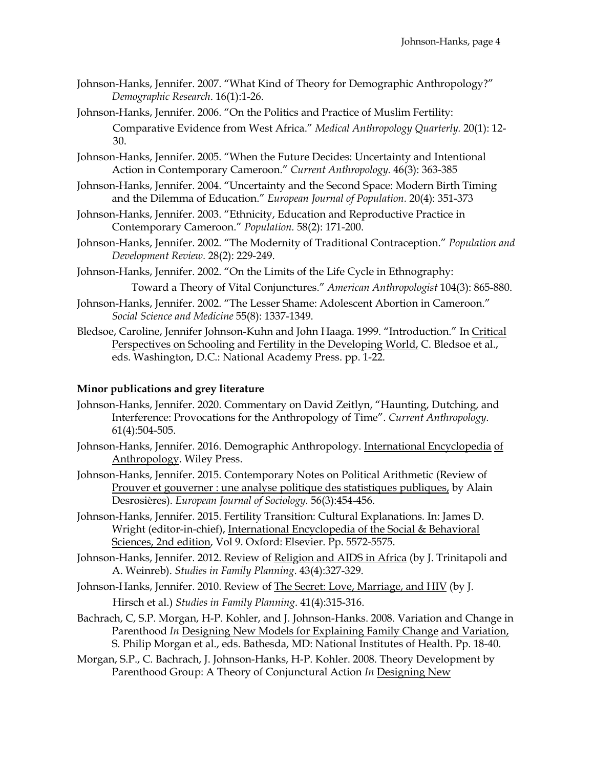Johnson-Hanks, Jennifer. 2007. "What Kind of Theory for Demographic Anthropology?" *Demographic Research*. 16(1):1-26.

Johnson-Hanks, Jennifer. 2006. "On the Politics and Practice of Muslim Fertility: Comparative Evidence from West Africa." *Medical Anthropology Quarterly.* 20(1): 12-30.

Johnson-Hanks, Jennifer. 2005. "When the Future Decides: Uncertainty and Intentional Action in Contemporary Cameroon." *Current Anthropology.* 46(3): 363-385

Johnson-Hanks, Jennifer. 2004. "Uncertainty and the Second Space: Modern Birth Timing and the Dilemma of Education." *European Journal of Population.* 20(4): 351-373

Johnson-Hanks, Jennifer. 2003. "Ethnicity, Education and Reproductive Practice in Contemporary Cameroon." *Population.* 58(2): 171-200.

Johnson-Hanks, Jennifer. 2002. "The Modernity of Traditional Contraception." *Population and Development Review.* 28(2): 229-249.

Johnson-Hanks, Jennifer. 2002. "On the Limits of the Life Cycle in Ethnography: Toward a Theory of Vital Conjunctures." *American Anthropologist* 104(3): 865-880.

Johnson-Hanks, Jennifer. 2002. "The Lesser Shame: Adolescent Abortion in Cameroon." *Social Science and Medicine* 55(8): 1337-1349.

Bledsoe, Caroline, Jennifer Johnson-Kuhn and John Haaga. 1999. "Introduction." In <u>Critical Perspectives on Schooling and Fertility in the Developing World,</u> C. Bledsoe et al., eds. Washington, D.C.: National Academy Press. pp. 1-22.

**Minor publications and grey literature**

Johnson-Hanks, Jennifer. 2020. Commentary on David Zeitlyn, "Haunting, Dutching, and Interference: Provocations for the Anthropology of Time". *Current Anthropology.* 61(4):504-505.

Johnson-Hanks, Jennifer. 2016. Demographic Anthropology. <u>International Encyclopedia of Anthropology</u>. Wiley Press.

Johnson-Hanks, Jennifer. 2015. Contemporary Notes on Political Arithmetic (Review of <u>Prouver et gouverner : une analyse politique des statistiques publiques,</u> by Alain Desrosières). *European Journal of Sociology.* 56(3):454-456.

Johnson-Hanks, Jennifer. 2015. Fertility Transition: Cultural Explanations. In: James D. Wright (editor-in-chief), <u>International Encyclopedia of the Social & Behavioral Sciences, 2nd edition</u>, Vol 9. Oxford: Elsevier. Pp. 5572-5575.

Johnson-Hanks, Jennifer. 2012. Review of <u>Religion and AIDS in Africa</u> (by J. Trinitapoli and A. Weinreb). *Studies in Family Planning*. 43(4):327-329.

Johnson-Hanks, Jennifer. 2010. Review of <u>The Secret: Love, Marriage, and HIV</u> (by J. Hirsch et al.) *Studies in Family Planning*. 41(4):315-316.

Bachrach, C, S.P. Morgan, H-P. Kohler, and J. Johnson-Hanks. 2008. Variation and Change in Parenthood *In* <u>Designing New Models for Explaining Family Change and Variation,</u> S. Philip Morgan et al., eds. Bathesda, MD: National Institutes of Health. Pp. 18-40.

Morgan, S.P., C. Bachrach, J. Johnson-Hanks, H-P. Kohler. 2008. Theory Development by Parenthood Group: A Theory of Conjunctural Action *In* <u>Designing New</u>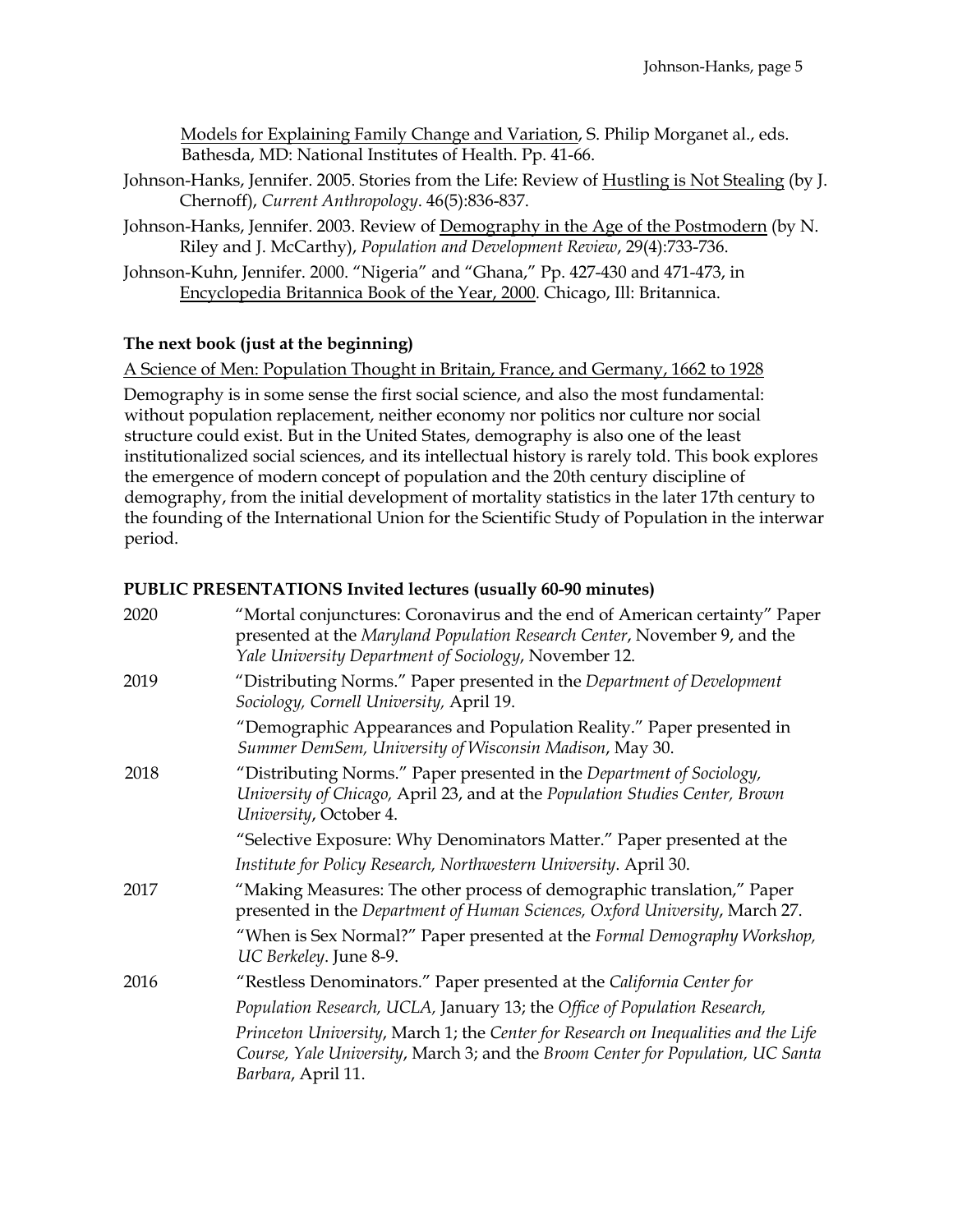Models for Explaining Family Change and Variation, S. Philip Morganet al., eds. Bathesda, MD: National Institutes of Health. Pp. 41-66.

Johnson-Hanks, Jennifer. 2005. Stories from the Life: Review of Hustling is Not Stealing (by J. Chernoff), *Current Anthropology*. 46(5):836-837.

Johnson-Hanks, Jennifer. 2003. Review of Demography in the Age of the Postmodern (by N. Riley and J. McCarthy), *Population and Development Review*, 29(4):733-736.

Johnson-Kuhn, Jennifer. 2000. "Nigeria" and "Ghana," Pp. 427-430 and 471-473, in Encyclopedia Britannica Book of the Year, 2000. Chicago, Ill: Britannica.

**The next book (just at the beginning)**

A Science of Men: Population Thought in Britain, France, and Germany, 1662 to 1928

Demography is in some sense the first social science, and also the most fundamental: without population replacement, neither economy nor politics nor culture nor social structure could exist. But in the United States, demography is also one of the least institutionalized social sciences, and its intellectual history is rarely told. This book explores the emergence of modern concept of population and the 20th century discipline of demography, from the initial development of mortality statistics in the later 17th century to the founding of the International Union for the Scientific Study of Population in the interwar period.

**PUBLIC PRESENTATIONS Invited lectures (usually 60-90 minutes)**

2020 "Mortal conjunctures: Coronavirus and the end of American certainty" Paper presented at the *Maryland Population Research Center*, November 9, and the *Yale University Department of Sociology*, November 12.

2019 "Distributing Norms." Paper presented in the *Department of Development Sociology, Cornell University,* April 19.

"Demographic Appearances and Population Reality." Paper presented in *Summer DemSem, University of Wisconsin Madison*, May 30.

2018 "Distributing Norms." Paper presented in the *Department of Sociology, University of Chicago,* April 23, and at the *Population Studies Center, Brown University*, October 4.

"Selective Exposure: Why Denominators Matter." Paper presented at the *Institute for Policy Research, Northwestern University*. April 30.

2017 "Making Measures: The other process of demographic translation," Paper presented in the *Department of Human Sciences, Oxford University*, March 27.

"When is Sex Normal?" Paper presented at the *Formal Demography Workshop, UC Berkeley*. June 8-9.

2016 "Restless Denominators." Paper presented at the *California Center for Population Research, UCLA,* January 13; the *Office of Population Research, Princeton University*, March 1; the *Center for Research on Inequalities and the Life Course, Yale University*, March 3; and the *Broom Center for Population, UC Santa Barbara*, April 11.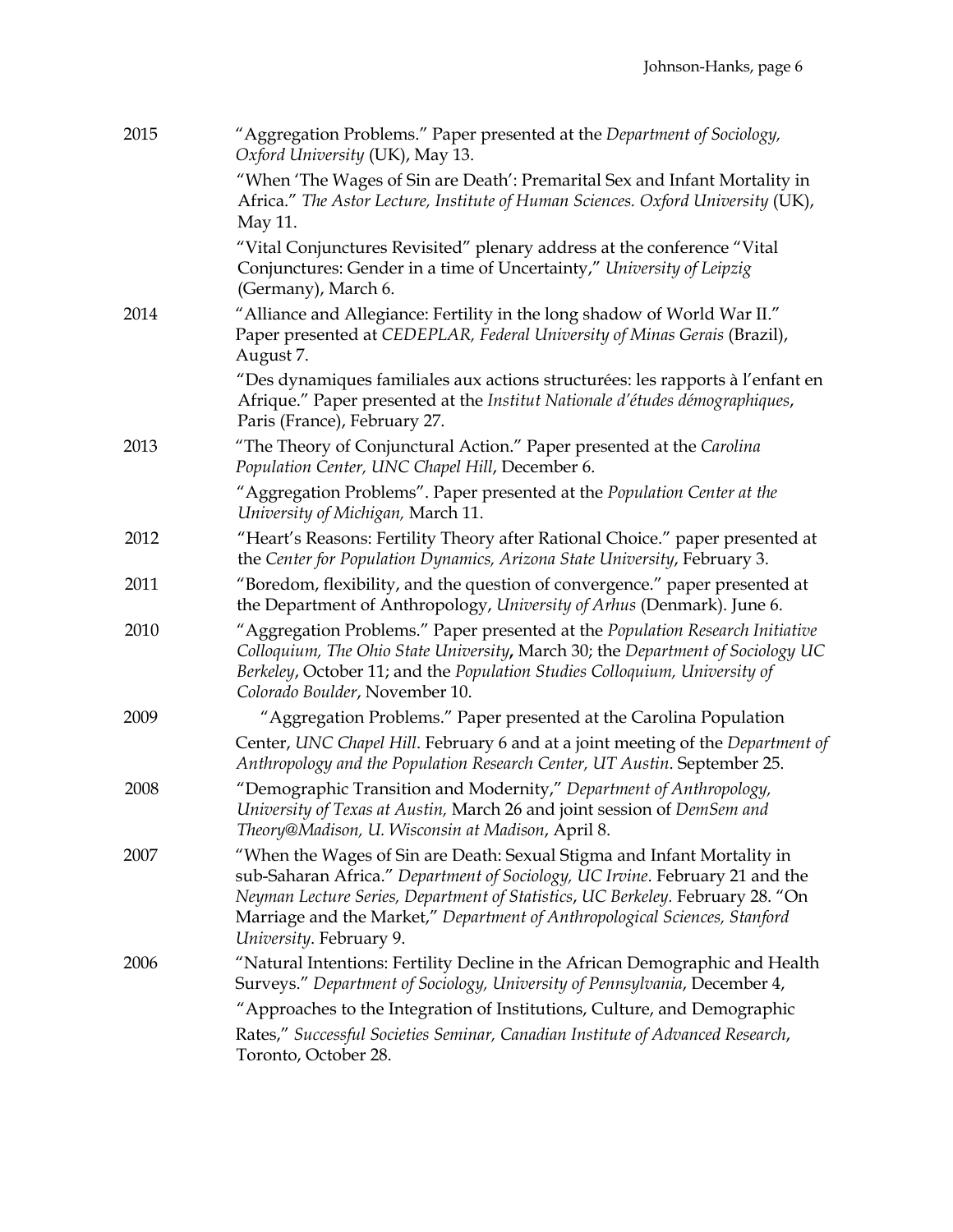2015 "Aggregation Problems." Paper presented at the *Department of Sociology, Oxford University* (UK), May 13.

"When 'The Wages of Sin are Death': Premarital Sex and Infant Mortality in Africa." *The Astor Lecture, Institute of Human Sciences. Oxford University* (UK), May 11.

"Vital Conjunctures Revisited" plenary address at the conference "Vital Conjunctures: Gender in a time of Uncertainty," *University of Leipzig* (Germany), March 6.

2014 "Alliance and Allegiance: Fertility in the long shadow of World War II." Paper presented at *CEDEPLAR, Federal University of Minas Gerais* (Brazil), August 7.

"Des dynamiques familiales aux actions structurées: les rapports à l'enfant en Afrique." Paper presented at the *Institut Nationale d'études démographiques*, Paris (France), February 27.

2013 "The Theory of Conjunctural Action." Paper presented at the *Carolina Population Center, UNC Chapel Hill*, December 6.

"Aggregation Problems". Paper presented at the *Population Center at the University of Michigan,* March 11.

2012 "Heart's Reasons: Fertility Theory after Rational Choice." paper presented at the *Center for Population Dynamics, Arizona State University*, February 3.

2011 "Boredom, flexibility, and the question of convergence." paper presented at the Department of Anthropology, *University of Arhus* (Denmark). June 6.

2010 "Aggregation Problems." Paper presented at the *Population Research Initiative Colloquium, The Ohio State University***,** March 30; the *Department of Sociology UC Berkeley*, October 11; and the *Population Studies Colloquium, University of Colorado Boulder*, November 10.

2009 "Aggregation Problems." Paper presented at the Carolina Population Center, *UNC Chapel Hill*. February 6 and at a joint meeting of the *Department of Anthropology and the Population Research Center, UT Austin*. September 25.

2008 "Demographic Transition and Modernity," *Department of Anthropology, University of Texas at Austin,* March 26 and joint session of *DemSem and Theory@Madison, U. Wisconsin at Madison*, April 8.

2007 "When the Wages of Sin are Death: Sexual Stigma and Infant Mortality in sub-Saharan Africa." *Department of Sociology, UC Irvine*. February 21 and the *Neyman Lecture Series, Department of Statistics*, *UC Berkeley.* February 28. "On Marriage and the Market," *Department of Anthropological Sciences, Stanford University*. February 9.

2006 "Natural Intentions: Fertility Decline in the African Demographic and Health Surveys." *Department of Sociology, University of Pennsylvania*, December 4,

"Approaches to the Integration of Institutions, Culture, and Demographic Rates," *Successful Societies Seminar, Canadian Institute of Advanced Research*, Toronto, October 28.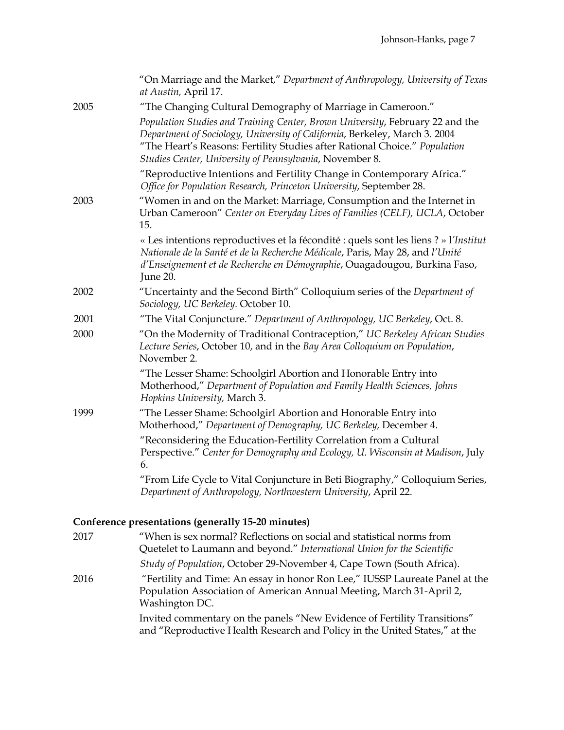"On Marriage and the Market," *Department of Anthropology, University of Texas at Austin,* April 17.

2005 "The Changing Cultural Demography of Marriage in Cameroon." *Population Studies and Training Center, Brown University*, February 22 and the *Department of Sociology, University of California*, Berkeley, March 3. 2004 "The Heart's Reasons: Fertility Studies after Rational Choice." *Population Studies Center, University of Pennsylvania*, November 8.

"Reproductive Intentions and Fertility Change in Contemporary Africa." *Office for Population Research, Princeton University*, September 28.

2003 "Women in and on the Market: Marriage, Consumption and the Internet in Urban Cameroon" *Center on Everyday Lives of Families (CELF), UCLA*, October 15.

« Les intentions reproductives et la fécondité : quels sont les liens ? » l'*Institut Nationale de la Santé et de la Recherche Médicale*, Paris, May 28, and *l'Unité d'Enseignement et de Recherche en Démographie*, Ouagadougou, Burkina Faso, June 20.

2002 "Uncertainty and the Second Birth" Colloquium series of the *Department of Sociology, UC Berkeley.* October 10.

2001 "The Vital Conjuncture." *Department of Anthropology, UC Berkeley*, Oct. 8.

2000 "On the Modernity of Traditional Contraception," *UC Berkeley African Studies Lecture Series*, October 10, and in the *Bay Area Colloquium on Population*, November 2.

"The Lesser Shame: Schoolgirl Abortion and Honorable Entry into Motherhood," *Department of Population and Family Health Sciences, Johns Hopkins University,* March 3.

1999 "The Lesser Shame: Schoolgirl Abortion and Honorable Entry into Motherhood," *Department of Demography, UC Berkeley,* December 4.

"Reconsidering the Education-Fertility Correlation from a Cultural Perspective." *Center for Demography and Ecology, U. Wisconsin at Madison*, July 6.

"From Life Cycle to Vital Conjuncture in Beti Biography," Colloquium Series, *Department of Anthropology, Northwestern University*, April 22.

**Conference presentations (generally 15-20 minutes)**

2017 "When is sex normal? Reflections on social and statistical norms from Quetelet to Laumann and beyond." *International Union for the Scientific Study of Population*, October 29-November 4, Cape Town (South Africa).

2016 "Fertility and Time: An essay in honor Ron Lee," IUSSP Laureate Panel at the Population Association of American Annual Meeting, March 31-April 2, Washington DC.

Invited commentary on the panels "New Evidence of Fertility Transitions" and "Reproductive Health Research and Policy in the United States," at the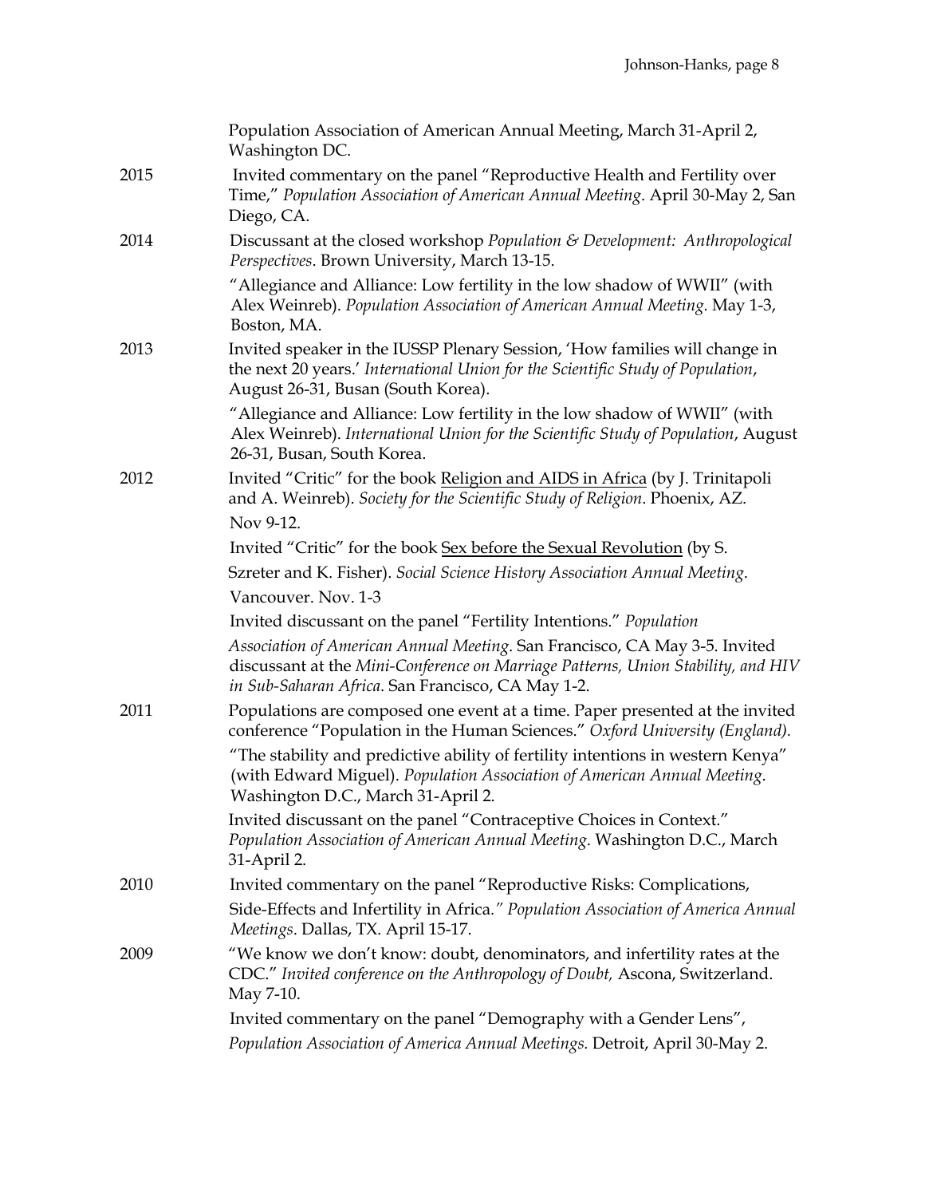Population Association of American Annual Meeting, March 31-April 2, Washington DC.

2015 Invited commentary on the panel "Reproductive Health and Fertility over Time," *Population Association of American Annual Meeting*. April 30-May 2, San Diego, CA.

2014 Discussant at the closed workshop *Population & Development: Anthropological Perspectives*. Brown University, March 13-15.

"Allegiance and Alliance: Low fertility in the low shadow of WWII" (with Alex Weinreb). *Population Association of American Annual Meeting*. May 1-3, Boston, MA.

2013 Invited speaker in the IUSSP Plenary Session, 'How families will change in the next 20 years.' *International Union for the Scientific Study of Population*, August 26-31, Busan (South Korea).

"Allegiance and Alliance: Low fertility in the low shadow of WWII" (with Alex Weinreb). *International Union for the Scientific Study of Population*, August 26-31, Busan, South Korea.

2012 Invited "Critic" for the book <u>Religion and AIDS in Africa</u> (by J. Trinitapoli and A. Weinreb). *Society for the Scientific Study of Religion*. Phoenix, AZ. Nov 9-12.

Invited "Critic" for the book <u>Sex before the Sexual Revolution</u> (by S. Szreter and K. Fisher). *Social Science History Association Annual Meeting*. Vancouver. Nov. 1-3

Invited discussant on the panel "Fertility Intentions." *Population Association of American Annual Meeting*. San Francisco, CA May 3-5. Invited discussant at the *Mini-Conference on Marriage Patterns, Union Stability, and HIV in Sub-Saharan Africa*. San Francisco, CA May 1-2.

2011 Populations are composed one event at a time. Paper presented at the invited conference "Population in the Human Sciences." *Oxford University (England).*

"The stability and predictive ability of fertility intentions in western Kenya" (with Edward Miguel). *Population Association of American Annual Meeting*. Washington D.C., March 31-April 2.

Invited discussant on the panel "Contraceptive Choices in Context." *Population Association of American Annual Meeting*. Washington D.C., March 31-April 2.

2010 Invited commentary on the panel "Reproductive Risks: Complications, Side-Effects and Infertility in Africa*." Population Association of America Annual Meetings*. Dallas, TX. April 15-17.

2009 "We know we don't know: doubt, denominators, and infertility rates at the CDC." *Invited conference on the Anthropology of Doubt,* Ascona, Switzerland. May 7-10.

Invited commentary on the panel "Demography with a Gender Lens", *Population Association of America Annual Meetings.* Detroit, April 30-May 2.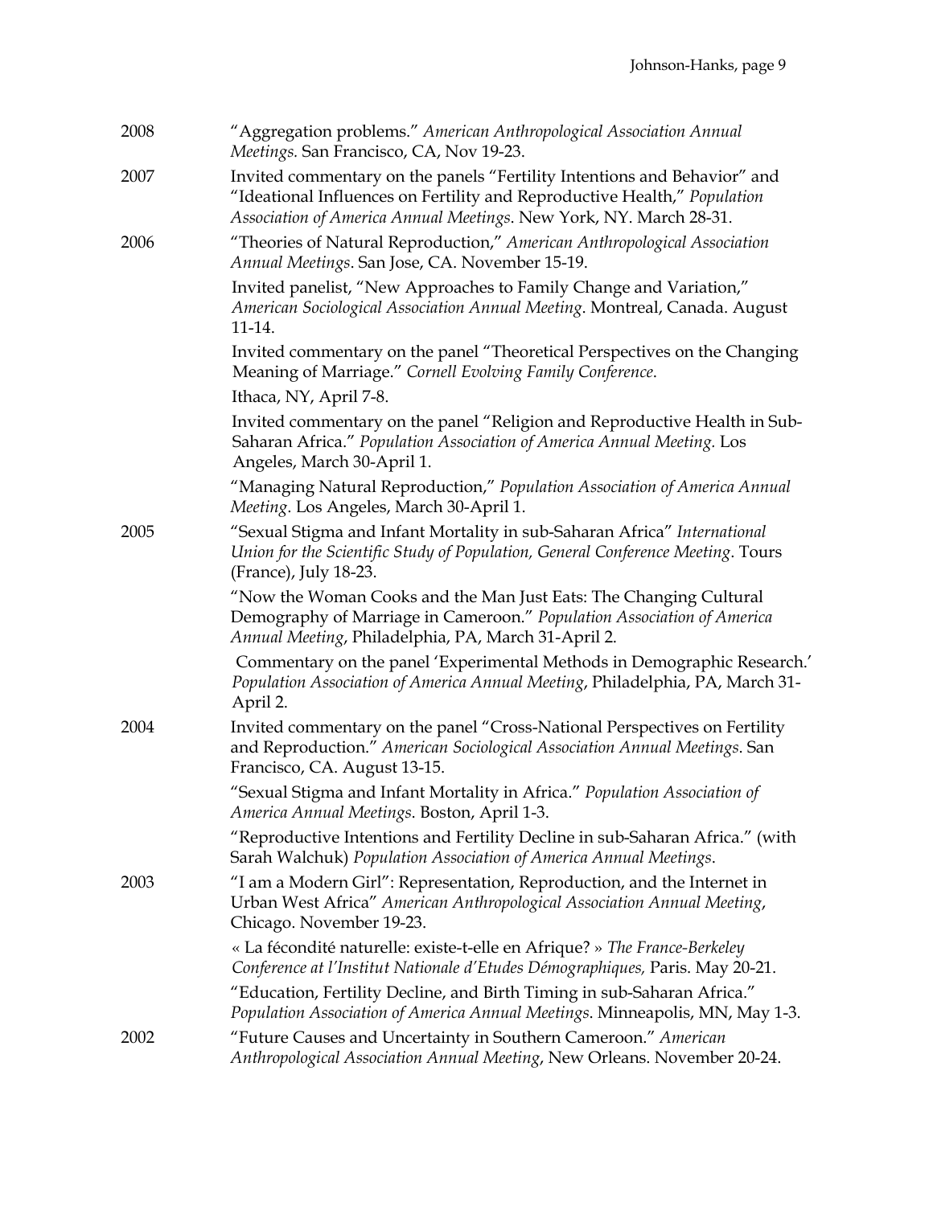2008 "Aggregation problems." *American Anthropological Association Annual Meetings.* San Francisco, CA, Nov 19-23.

2007 Invited commentary on the panels "Fertility Intentions and Behavior" and "Ideational Influences on Fertility and Reproductive Health," *Population Association of America Annual Meetings*. New York, NY. March 28-31.

2006 "Theories of Natural Reproduction," *American Anthropological Association Annual Meetings*. San Jose, CA. November 15-19.

Invited panelist, "New Approaches to Family Change and Variation," *American Sociological Association Annual Meeting*. Montreal, Canada. August 11-14.

Invited commentary on the panel "Theoretical Perspectives on the Changing Meaning of Marriage." *Cornell Evolving Family Conference*. Ithaca, NY, April 7-8.

Invited commentary on the panel "Religion and Reproductive Health in Sub-Saharan Africa." *Population Association of America Annual Meeting.* Los Angeles, March 30-April 1.

"Managing Natural Reproduction," *Population Association of America Annual Meeting*. Los Angeles, March 30-April 1.

2005 "Sexual Stigma and Infant Mortality in sub-Saharan Africa" *International Union for the Scientific Study of Population, General Conference Meeting*. Tours (France), July 18-23.

"Now the Woman Cooks and the Man Just Eats: The Changing Cultural Demography of Marriage in Cameroon." *Population Association of America Annual Meeting*, Philadelphia, PA, March 31-April 2.

Commentary on the panel 'Experimental Methods in Demographic Research.' *Population Association of America Annual Meeting*, Philadelphia, PA, March 31-April 2.

2004 Invited commentary on the panel "Cross-National Perspectives on Fertility and Reproduction." *American Sociological Association Annual Meetings*. San Francisco, CA. August 13-15.

"Sexual Stigma and Infant Mortality in Africa." *Population Association of America Annual Meetings*. Boston, April 1-3.

"Reproductive Intentions and Fertility Decline in sub-Saharan Africa." (with Sarah Walchuk) *Population Association of America Annual Meetings*.

2003 "I am a Modern Girl": Representation, Reproduction, and the Internet in Urban West Africa" *American Anthropological Association Annual Meeting*, Chicago. November 19-23.

« La fécondité naturelle: existe-t-elle en Afrique? » *The France-Berkeley Conference at l'Institut Nationale d'Etudes Démographiques,* Paris. May 20-21.

"Education, Fertility Decline, and Birth Timing in sub-Saharan Africa." *Population Association of America Annual Meetings*. Minneapolis, MN, May 1-3.

2002 "Future Causes and Uncertainty in Southern Cameroon." *American Anthropological Association Annual Meeting*, New Orleans. November 20-24.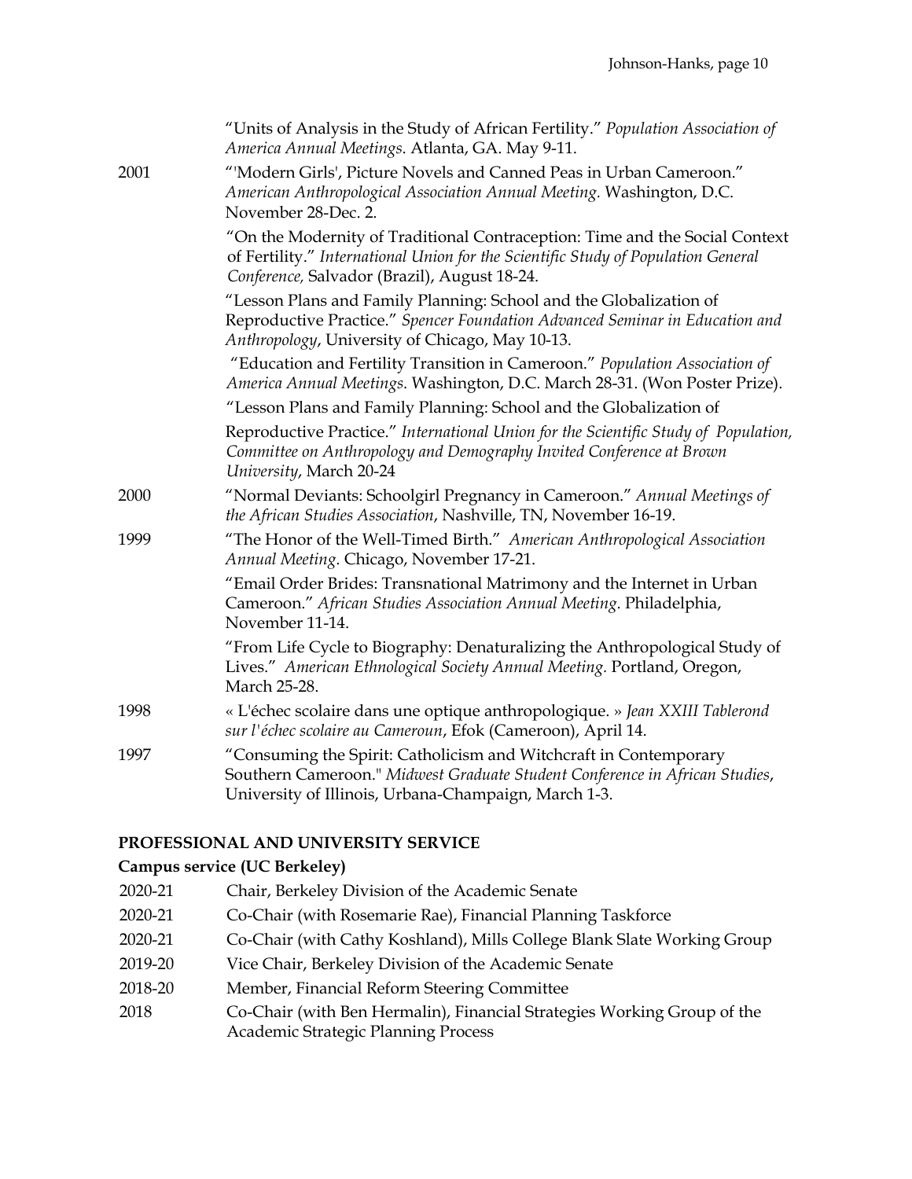"Units of Analysis in the Study of African Fertility." *Population Association of America Annual Meetings*. Atlanta, GA. May 9-11.

2001 "'Modern Girls', Picture Novels and Canned Peas in Urban Cameroon." *American Anthropological Association Annual Meeting.* Washington, D.C. November 28-Dec. 2.

"On the Modernity of Traditional Contraception: Time and the Social Context of Fertility." *International Union for the Scientific Study of Population General Conference,* Salvador (Brazil), August 18-24.

"Lesson Plans and Family Planning: School and the Globalization of Reproductive Practice." *Spencer Foundation Advanced Seminar in Education and Anthropology*, University of Chicago, May 10-13.

"Education and Fertility Transition in Cameroon." *Population Association of America Annual Meetings*. Washington, D.C. March 28-31. (Won Poster Prize).

"Lesson Plans and Family Planning: School and the Globalization of Reproductive Practice." *International Union for the Scientific Study of Population, Committee on Anthropology and Demography Invited Conference at Brown University*, March 20-24

2000 "Normal Deviants: Schoolgirl Pregnancy in Cameroon." *Annual Meetings of the African Studies Association*, Nashville, TN, November 16-19.

1999 "The Honor of the Well-Timed Birth." *American Anthropological Association Annual Meeting.* Chicago, November 17-21.

"Email Order Brides: Transnational Matrimony and the Internet in Urban Cameroon." *African Studies Association Annual Meeting*. Philadelphia, November 11-14.

"From Life Cycle to Biography: Denaturalizing the Anthropological Study of Lives." *American Ethnological Society Annual Meeting.* Portland, Oregon, March 25-28.

1998 « L'échec scolaire dans une optique anthropologique. » *Jean XXIII Tablerond sur l'échec scolaire au Cameroun*, Efok (Cameroon), April 14.

1997 "Consuming the Spirit: Catholicism and Witchcraft in Contemporary Southern Cameroon." *Midwest Graduate Student Conference in African Studies*, University of Illinois, Urbana-Champaign, March 1-3.

## PROFESSIONAL AND UNIVERSITY SERVICE

### Campus service (UC Berkeley)

2020-21 Chair, Berkeley Division of the Academic Senate

2020-21 Co-Chair (with Rosemarie Rae), Financial Planning Taskforce

2020-21 Co-Chair (with Cathy Koshland), Mills College Blank Slate Working Group

2019-20 Vice Chair, Berkeley Division of the Academic Senate

2018-20 Member, Financial Reform Steering Committee

2018 Co-Chair (with Ben Hermalin), Financial Strategies Working Group of the Academic Strategic Planning Process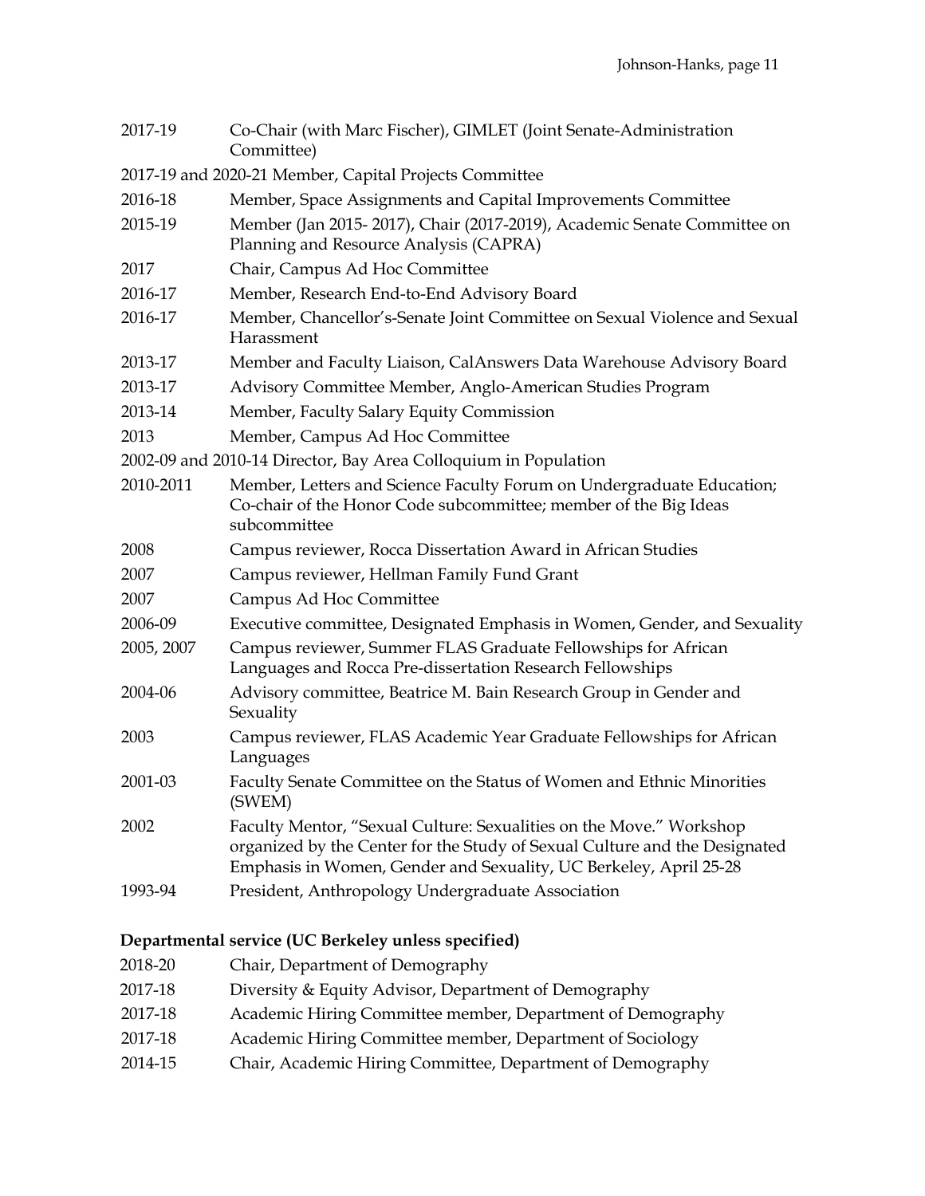2017-19 Co-Chair (with Marc Fischer), GIMLET (Joint Senate-Administration Committee)

2017-19 and 2020-21 Member, Capital Projects Committee

2016-18 Member, Space Assignments and Capital Improvements Committee

2015-19 Member (Jan 2015- 2017), Chair (2017-2019), Academic Senate Committee on Planning and Resource Analysis (CAPRA)

2017 Chair, Campus Ad Hoc Committee

2016-17 Member, Research End-to-End Advisory Board

2016-17 Member, Chancellor's-Senate Joint Committee on Sexual Violence and Sexual Harassment

2013-17 Member and Faculty Liaison, CalAnswers Data Warehouse Advisory Board

2013-17 Advisory Committee Member, Anglo-American Studies Program

2013-14 Member, Faculty Salary Equity Commission

2013 Member, Campus Ad Hoc Committee

2002-09 and 2010-14 Director, Bay Area Colloquium in Population

2010-2011 Member, Letters and Science Faculty Forum on Undergraduate Education; Co-chair of the Honor Code subcommittee; member of the Big Ideas subcommittee

2008 Campus reviewer, Rocca Dissertation Award in African Studies

2007 Campus reviewer, Hellman Family Fund Grant

2007 Campus Ad Hoc Committee

2006-09 Executive committee, Designated Emphasis in Women, Gender, and Sexuality

2005, 2007 Campus reviewer, Summer FLAS Graduate Fellowships for African Languages and Rocca Pre-dissertation Research Fellowships

2004-06 Advisory committee, Beatrice M. Bain Research Group in Gender and Sexuality

2003 Campus reviewer, FLAS Academic Year Graduate Fellowships for African Languages

2001-03 Faculty Senate Committee on the Status of Women and Ethnic Minorities (SWEM)

2002 Faculty Mentor, "Sexual Culture: Sexualities on the Move." Workshop organized by the Center for the Study of Sexual Culture and the Designated Emphasis in Women, Gender and Sexuality, UC Berkeley, April 25-28

1993-94 President, Anthropology Undergraduate Association

**Departmental service (UC Berkeley unless specified)**

2018-20 Chair, Department of Demography

2017-18 Diversity & Equity Advisor, Department of Demography

2017-18 Academic Hiring Committee member, Department of Demography

2017-18 Academic Hiring Committee member, Department of Sociology

2014-15 Chair, Academic Hiring Committee, Department of Demography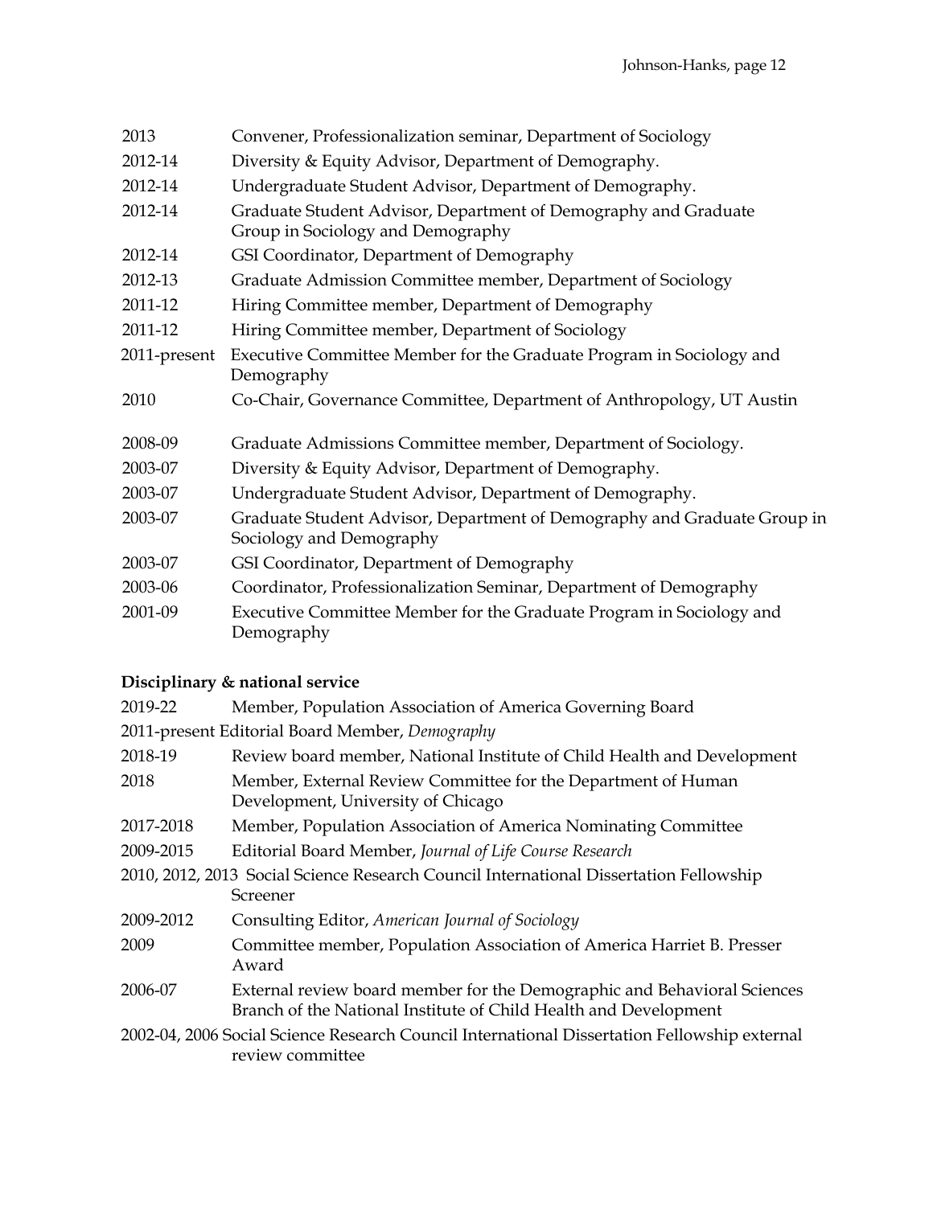2013 Convener, Professionalization seminar, Department of Sociology

2012-14 Diversity & Equity Advisor, Department of Demography.

2012-14 Undergraduate Student Advisor, Department of Demography.

2012-14 Graduate Student Advisor, Department of Demography and Graduate Group in Sociology and Demography

2012-14 GSI Coordinator, Department of Demography

2012-13 Graduate Admission Committee member, Department of Sociology

2011-12 Hiring Committee member, Department of Demography

2011-12 Hiring Committee member, Department of Sociology

2011-present Executive Committee Member for the Graduate Program in Sociology and Demography

2010 Co-Chair, Governance Committee, Department of Anthropology, UT Austin

2008-09 Graduate Admissions Committee member, Department of Sociology.

2003-07 Diversity & Equity Advisor, Department of Demography.

2003-07 Undergraduate Student Advisor, Department of Demography.

2003-07 Graduate Student Advisor, Department of Demography and Graduate Group in Sociology and Demography

2003-07 GSI Coordinator, Department of Demography

2003-06 Coordinator, Professionalization Seminar, Department of Demography

2001-09 Executive Committee Member for the Graduate Program in Sociology and Demography

**Disciplinary & national service**

2019-22 Member, Population Association of America Governing Board

2011-present Editorial Board Member, *Demography*

2018-19 Review board member, National Institute of Child Health and Development

2018 Member, External Review Committee for the Department of Human Development, University of Chicago

2017-2018 Member, Population Association of America Nominating Committee

2009-2015 Editorial Board Member, *Journal of Life Course Research*

2010, 2012, 2013 Social Science Research Council International Dissertation Fellowship Screener

2009-2012 Consulting Editor, *American Journal of Sociology*

2009 Committee member, Population Association of America Harriet B. Presser Award

2006-07 External review board member for the Demographic and Behavioral Sciences Branch of the National Institute of Child Health and Development

2002-04, 2006 Social Science Research Council International Dissertation Fellowship external review committee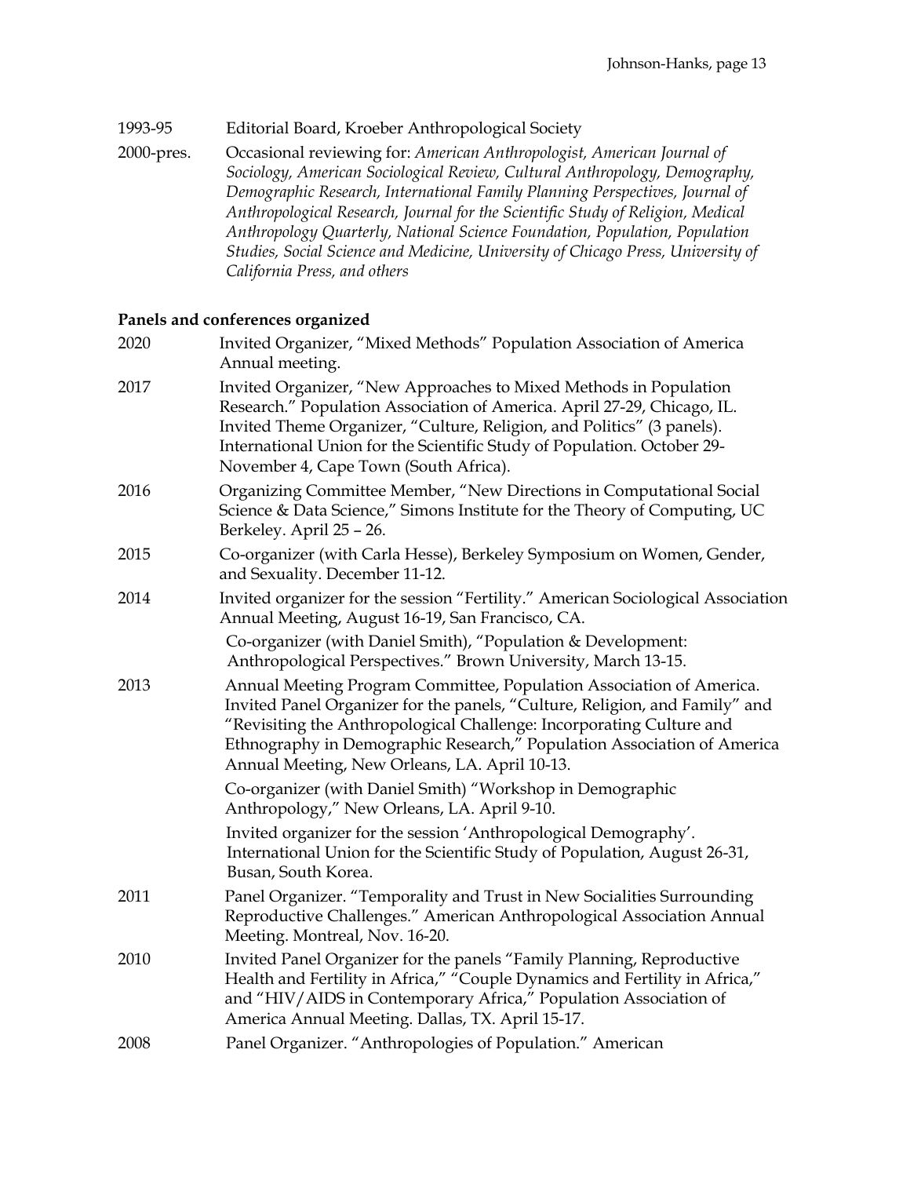1993-95 Editorial Board, Kroeber Anthropological Society

2000-pres. Occasional reviewing for: *American Anthropologist, American Journal of Sociology, American Sociological Review, Cultural Anthropology, Demography, Demographic Research, International Family Planning Perspectives, Journal of Anthropological Research, Journal for the Scientific Study of Religion, Medical Anthropology Quarterly, National Science Foundation, Population, Population Studies, Social Science and Medicine, University of Chicago Press, University of California Press, and others*

**Panels and conferences organized**

2020 Invited Organizer, "Mixed Methods" Population Association of America Annual meeting.

2017 Invited Organizer, "New Approaches to Mixed Methods in Population Research." Population Association of America. April 27-29, Chicago, IL. Invited Theme Organizer, "Culture, Religion, and Politics" (3 panels). International Union for the Scientific Study of Population. October 29-November 4, Cape Town (South Africa).

2016 Organizing Committee Member, "New Directions in Computational Social Science & Data Science," Simons Institute for the Theory of Computing, UC Berkeley. April 25 – 26.

2015 Co-organizer (with Carla Hesse), Berkeley Symposium on Women, Gender, and Sexuality. December 11-12.

2014 Invited organizer for the session "Fertility." American Sociological Association Annual Meeting, August 16-19, San Francisco, CA.

Co-organizer (with Daniel Smith), "Population & Development: Anthropological Perspectives." Brown University, March 13-15.

2013 Annual Meeting Program Committee, Population Association of America. Invited Panel Organizer for the panels, "Culture, Religion, and Family" and "Revisiting the Anthropological Challenge: Incorporating Culture and Ethnography in Demographic Research," Population Association of America Annual Meeting, New Orleans, LA. April 10-13.

Co-organizer (with Daniel Smith) "Workshop in Demographic Anthropology," New Orleans, LA. April 9-10.

Invited organizer for the session 'Anthropological Demography'. International Union for the Scientific Study of Population, August 26-31, Busan, South Korea.

2011 Panel Organizer. "Temporality and Trust in New Socialities Surrounding Reproductive Challenges." American Anthropological Association Annual Meeting. Montreal, Nov. 16-20.

2010 Invited Panel Organizer for the panels "Family Planning, Reproductive Health and Fertility in Africa," "Couple Dynamics and Fertility in Africa," and "HIV/AIDS in Contemporary Africa," Population Association of America Annual Meeting. Dallas, TX. April 15-17.

2008 Panel Organizer. "Anthropologies of Population." American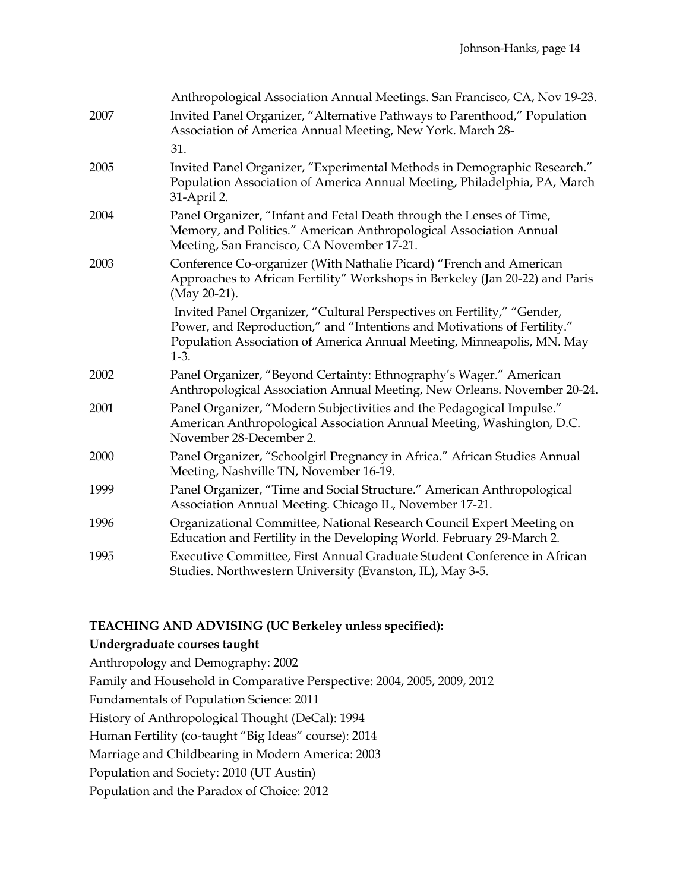Anthropological Association Annual Meetings. San Francisco, CA, Nov 19-23.

2007 Invited Panel Organizer, "Alternative Pathways to Parenthood," Population Association of America Annual Meeting, New York. March 28-31.

2005 Invited Panel Organizer, "Experimental Methods in Demographic Research." Population Association of America Annual Meeting, Philadelphia, PA, March 31-April 2.

2004 Panel Organizer, "Infant and Fetal Death through the Lenses of Time, Memory, and Politics." American Anthropological Association Annual Meeting, San Francisco, CA November 17-21.

2003 Conference Co-organizer (With Nathalie Picard) "French and American Approaches to African Fertility" Workshops in Berkeley (Jan 20-22) and Paris (May 20-21).

Invited Panel Organizer, "Cultural Perspectives on Fertility," "Gender, Power, and Reproduction," and "Intentions and Motivations of Fertility." Population Association of America Annual Meeting, Minneapolis, MN. May 1-3.

2002 Panel Organizer, "Beyond Certainty: Ethnography's Wager." American Anthropological Association Annual Meeting, New Orleans. November 20-24.

2001 Panel Organizer, "Modern Subjectivities and the Pedagogical Impulse." American Anthropological Association Annual Meeting, Washington, D.C. November 28-December 2.

2000 Panel Organizer, "Schoolgirl Pregnancy in Africa." African Studies Annual Meeting, Nashville TN, November 16-19.

1999 Panel Organizer, "Time and Social Structure." American Anthropological Association Annual Meeting. Chicago IL, November 17-21.

1996 Organizational Committee, National Research Council Expert Meeting on Education and Fertility in the Developing World. February 29-March 2.

1995 Executive Committee, First Annual Graduate Student Conference in African Studies. Northwestern University (Evanston, IL), May 3-5.

**TEACHING AND ADVISING (UC Berkeley unless specified):**

**Undergraduate courses taught**

Anthropology and Demography: 2002

Family and Household in Comparative Perspective: 2004, 2005, 2009, 2012

Fundamentals of Population Science: 2011

History of Anthropological Thought (DeCal): 1994

Human Fertility (co-taught "Big Ideas" course): 2014

Marriage and Childbearing in Modern America: 2003

Population and Society: 2010 (UT Austin)

Population and the Paradox of Choice: 2012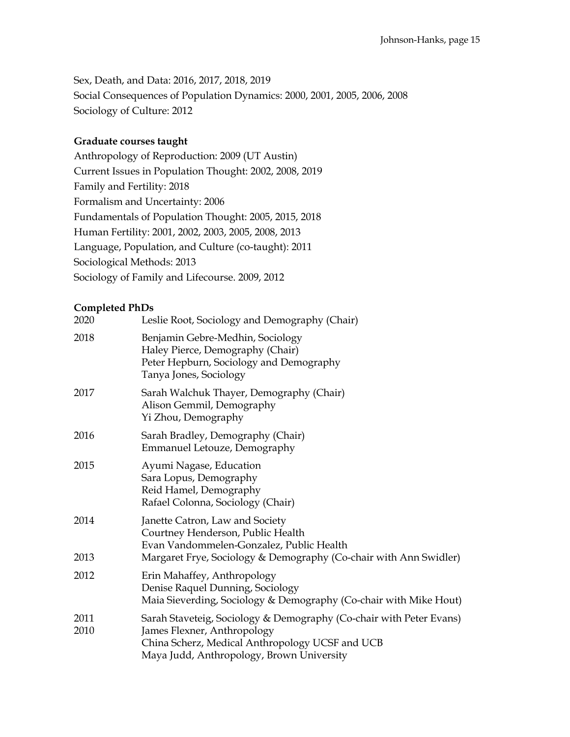Sex, Death, and Data: 2016, 2017, 2018, 2019
Social Consequences of Population Dynamics: 2000, 2001, 2005, 2006, 2008
Sociology of Culture: 2012

**Graduate courses taught**

Anthropology of Reproduction: 2009 (UT Austin)
Current Issues in Population Thought: 2002, 2008, 2019
Family and Fertility: 2018
Formalism and Uncertainty: 2006
Fundamentals of Population Thought: 2005, 2015, 2018
Human Fertility: 2001, 2002, 2003, 2005, 2008, 2013
Language, Population, and Culture (co-taught): 2011
Sociological Methods: 2013
Sociology of Family and Lifecourse. 2009, 2012

**Completed PhDs**

2020 Leslie Root, Sociology and Demography (Chair)

2018 Benjamin Gebre-Medhin, Sociology
Haley Pierce, Demography (Chair)
Peter Hepburn, Sociology and Demography
Tanya Jones, Sociology

2017 Sarah Walchuk Thayer, Demography (Chair)
Alison Gemmil, Demography
Yi Zhou, Demography

2016 Sarah Bradley, Demography (Chair)
Emmanuel Letouze, Demography

2015 Ayumi Nagase, Education
Sara Lopus, Demography
Reid Hamel, Demography
Rafael Colonna, Sociology (Chair)

2014 Janette Catron, Law and Society
Courtney Henderson, Public Health
Evan Vandommelen-Gonzalez, Public Health

2013 Margaret Frye, Sociology & Demography (Co-chair with Ann Swidler)

2012 Erin Mahaffey, Anthropology
Denise Raquel Dunning, Sociology
Maia Sieverding, Sociology & Demography (Co-chair with Mike Hout)

2011 Sarah Staveteig, Sociology & Demography (Co-chair with Peter Evans)

2010 James Flexner, Anthropology
China Scherz, Medical Anthropology UCSF and UCB
Maya Judd, Anthropology, Brown University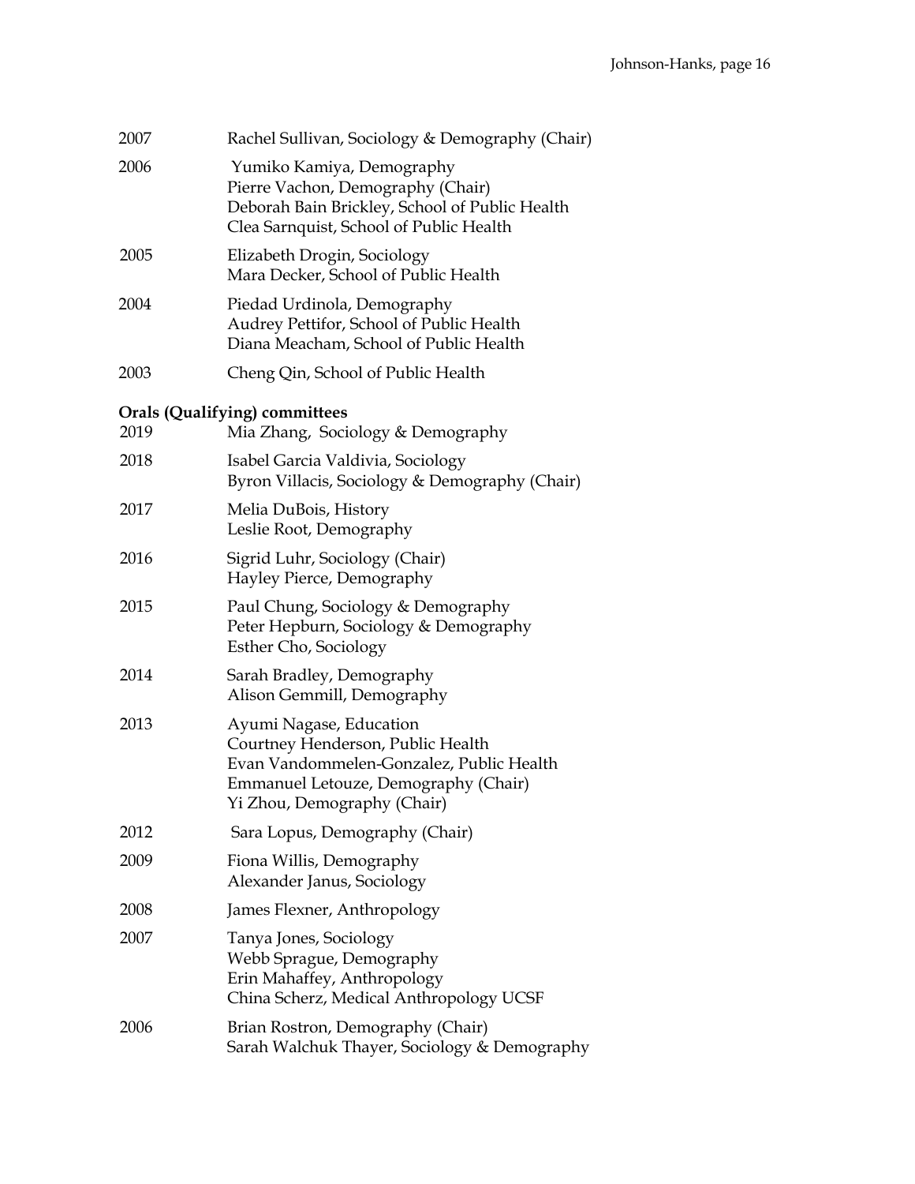2007 Rachel Sullivan, Sociology & Demography (Chair)

2006 Yumiko Kamiya, Demography
Pierre Vachon, Demography (Chair)
Deborah Bain Brickley, School of Public Health
Clea Sarnquist, School of Public Health

2005 Elizabeth Drogin, Sociology
Mara Decker, School of Public Health

2004 Piedad Urdinola, Demography
Audrey Pettifor, School of Public Health
Diana Meacham, School of Public Health

2003 Cheng Qin, School of Public Health

**Orals (Qualifying) committees**

2019 Mia Zhang, Sociology & Demography

2018 Isabel Garcia Valdivia, Sociology
Byron Villacis, Sociology & Demography (Chair)

2017 Melia DuBois, History
Leslie Root, Demography

2016 Sigrid Luhr, Sociology (Chair)
Hayley Pierce, Demography

2015 Paul Chung, Sociology & Demography
Peter Hepburn, Sociology & Demography
Esther Cho, Sociology

2014 Sarah Bradley, Demography
Alison Gemmill, Demography

2013 Ayumi Nagase, Education
Courtney Henderson, Public Health
Evan Vandommelen-Gonzalez, Public Health
Emmanuel Letouze, Demography (Chair)
Yi Zhou, Demography (Chair)

2012 Sara Lopus, Demography (Chair)

2009 Fiona Willis, Demography
Alexander Janus, Sociology

2008 James Flexner, Anthropology

2007 Tanya Jones, Sociology
Webb Sprague, Demography
Erin Mahaffey, Anthropology
China Scherz, Medical Anthropology UCSF

2006 Brian Rostron, Demography (Chair)
Sarah Walchuk Thayer, Sociology & Demography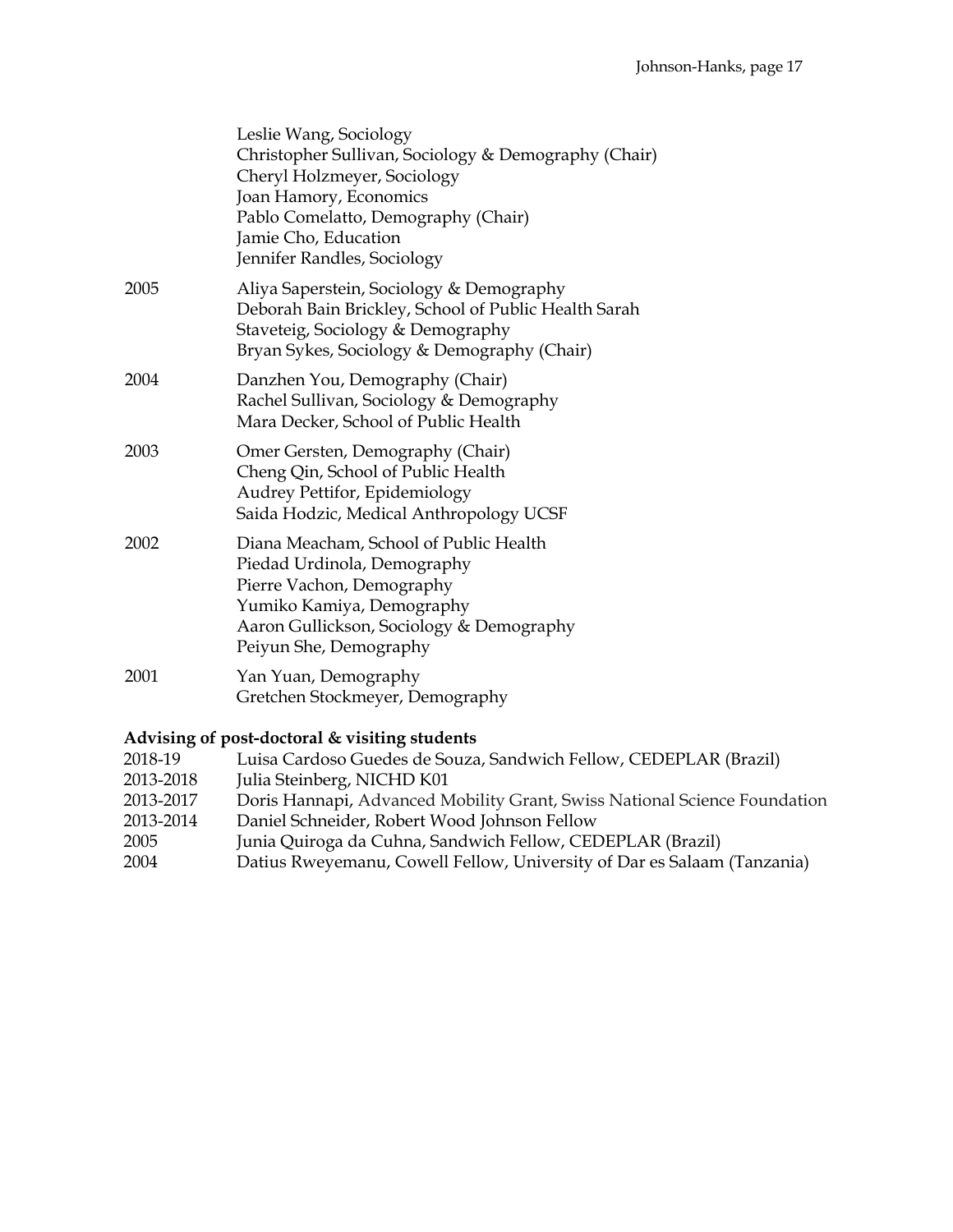| | |
|---|---|
| | Leslie Wang, Sociology<br>Christopher Sullivan, Sociology & Demography (Chair)<br>Cheryl Holzmeyer, Sociology<br>Joan Hamory, Economics<br>Pablo Comelatto, Demography (Chair)<br>Jamie Cho, Education<br>Jennifer Randles, Sociology |
| 2005 | Aliya Saperstein, Sociology & Demography<br>Deborah Bain Brickley, School of Public Health Sarah<br>Staveteig, Sociology & Demography<br>Bryan Sykes, Sociology & Demography (Chair) |
| 2004 | Danzhen You, Demography (Chair)<br>Rachel Sullivan, Sociology & Demography<br>Mara Decker, School of Public Health |
| 2003 | Omer Gersten, Demography (Chair)<br>Cheng Qin, School of Public Health<br>Audrey Pettifor, Epidemiology<br>Saida Hodzic, Medical Anthropology UCSF |
| 2002 | Diana Meacham, School of Public Health<br>Piedad Urdinola, Demography<br>Pierre Vachon, Demography<br>Yumiko Kamiya, Demography<br>Aaron Gullickson, Sociology & Demography<br>Peiyun She, Demography |
| 2001 | Yan Yuan, Demography<br>Gretchen Stockmeyer, Demography |

**Advising of post-doctoral & visiting students**

| | |
|---|---|
| 2018-19 | Luisa Cardoso Guedes de Souza, Sandwich Fellow, CEDEPLAR (Brazil) |
| 2013-2018 | Julia Steinberg, NICHD K01 |
| 2013-2017 | Doris Hannapi, Advanced Mobility Grant, Swiss National Science Foundation |
| 2013-2014 | Daniel Schneider, Robert Wood Johnson Fellow |
| 2005 | Junia Quiroga da Cuhna, Sandwich Fellow, CEDEPLAR (Brazil) |
| 2004 | Datius Rweyemanu, Cowell Fellow, University of Dar es Salaam (Tanzania) |